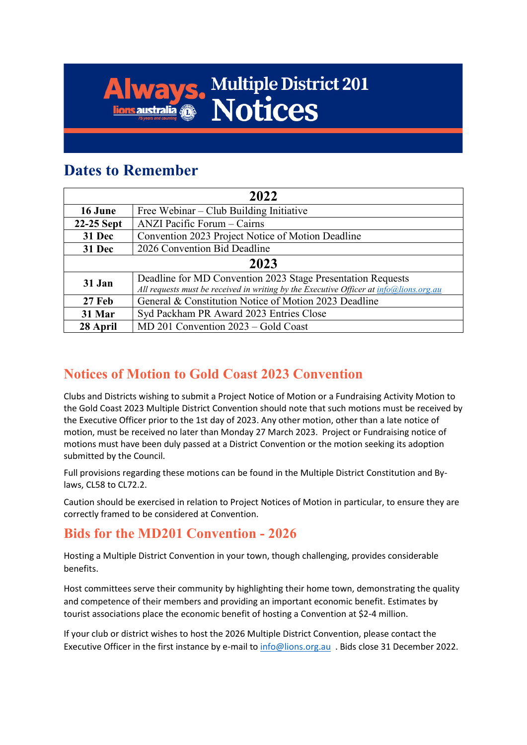# Multiple District 201 Notices

## Dates to Remember

| 2022 | |
|---|---|
| **16 June** | Free Webinar – Club Building Initiative |
| **22-25 Sept** | ANZI Pacific Forum – Cairns |
| **31 Dec** | Convention 2023 Project Notice of Motion Deadline |
| **31 Dec** | 2026 Convention Bid Deadline |
| **2023** | |
| **31 Jan** | Deadline for MD Convention 2023 Stage Presentation Requests<br>*All requests must be received in writing by the Executive Officer at info@lions.org.au* |
| **27 Feb** | General & Constitution Notice of Motion 2023 Deadline |
| **31 Mar** | Syd Packham PR Award 2023 Entries Close |
| **28 April** | MD 201 Convention 2023 – Gold Coast |

## Notices of Motion to Gold Coast 2023 Convention

Clubs and Districts wishing to submit a Project Notice of Motion or a Fundraising Activity Motion to the Gold Coast 2023 Multiple District Convention should note that such motions must be received by the Executive Officer prior to the 1st day of 2023. Any other motion, other than a late notice of motion, must be received no later than Monday 27 March 2023. Project or Fundraising notice of motions must have been duly passed at a District Convention or the motion seeking its adoption submitted by the Council.

Full provisions regarding these motions can be found in the Multiple District Constitution and By-laws, CL58 to CL72.2.

Caution should be exercised in relation to Project Notices of Motion in particular, to ensure they are correctly framed to be considered at Convention.

## Bids for the MD201 Convention - 2026

Hosting a Multiple District Convention in your town, though challenging, provides considerable benefits.

Host committees serve their community by highlighting their home town, demonstrating the quality and competence of their members and providing an important economic benefit. Estimates by tourist associations place the economic benefit of hosting a Convention at $2-4 million.

If your club or district wishes to host the 2026 Multiple District Convention, please contact the Executive Officer in the first instance by e-mail to info@lions.org.au . Bids close 31 December 2022.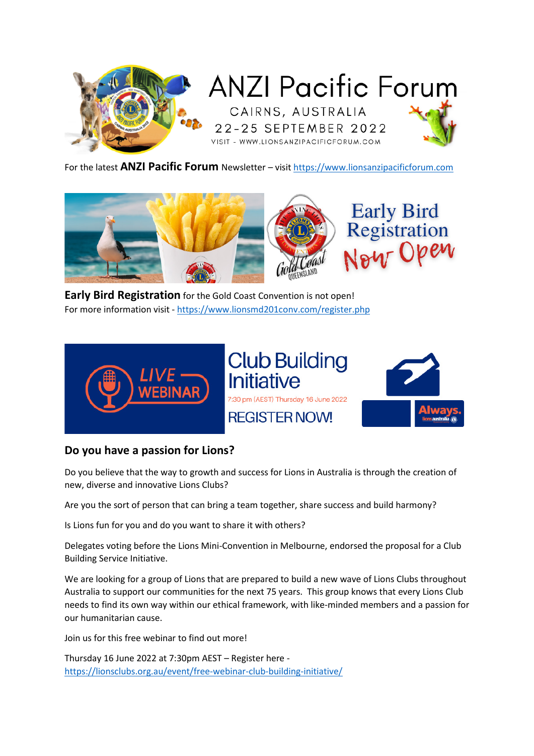For the latest **ANZI Pacific Forum** Newsletter – visit https://www.lionsanzipacificforum.com

**Early Bird Registration** for the Gold Coast Convention is not open!
For more information visit - https://www.lionsmd201conv.com/register.php

## Do you have a passion for Lions?

Do you believe that the way to growth and success for Lions in Australia is through the creation of new, diverse and innovative Lions Clubs?

Are you the sort of person that can bring a team together, share success and build harmony?

Is Lions fun for you and do you want to share it with others?

Delegates voting before the Lions Mini-Convention in Melbourne, endorsed the proposal for a Club Building Service Initiative.

We are looking for a group of Lions that are prepared to build a new wave of Lions Clubs throughout Australia to support our communities for the next 75 years. This group knows that every Lions Club needs to find its own way within our ethical framework, with like-minded members and a passion for our humanitarian cause.

Join us for this free webinar to find out more!

Thursday 16 June 2022 at 7:30pm AEST – Register here - https://lionsclubs.org.au/event/free-webinar-club-building-initiative/